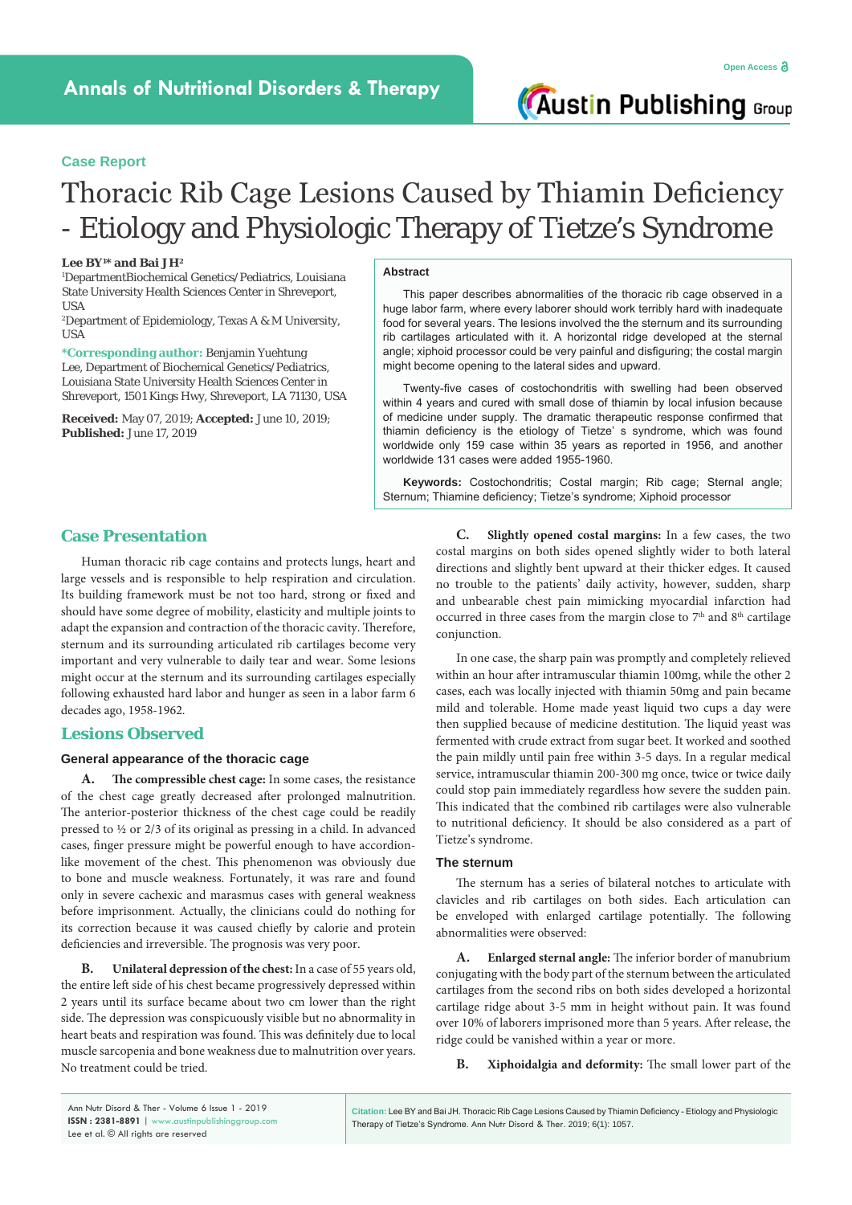Case Report

# Thoracic Rib Cage Lesions Caused by Thiamin Deficiency - Etiology and Physiologic Therapy of Tietze's Syndrome

**Lee BY[1]* and Bai JH[2]**

[1]DepartmentBiochemical Genetics/Pediatrics, Louisiana State University Health Sciences Center in Shreveport, USA

[2]Department of Epidemiology, Texas A & M University, USA

***Corresponding author:** Benjamin Yuehtung Lee, Department of Biochemical Genetics/Pediatrics, Louisiana State University Health Sciences Center in Shreveport, 1501 Kings Hwy, Shreveport, LA 71130, USA

**Received:** May 07, 2019; **Accepted:** June 10, 2019; **Published:** June 17, 2019

## Abstract

This paper describes abnormalities of the thoracic rib cage observed in a huge labor farm, where every laborer should work terribly hard with inadequate food for several years. The lesions involved the the sternum and its surrounding rib cartilages articulated with it. A horizontal ridge developed at the sternal angle; xiphoid processor could be very painful and disfiguring; the costal margin might become opening to the lateral sides and upward.

Twenty-five cases of costochondritis with swelling had been observed within 4 years and cured with small dose of thiamin by local infusion because of medicine under supply. The dramatic therapeutic response confirmed that thiamin deficiency is the etiology of Tietze' s syndrome, which was found worldwide only 159 case within 35 years as reported in 1956, and another worldwide 131 cases were added 1955-1960.

**Keywords:** Costochondritis; Costal margin; Rib cage; Sternal angle; Sternum; Thiamine deficiency; Tietze's syndrome; Xiphoid processor

## Case Presentation

Human thoracic rib cage contains and protects lungs, heart and large vessels and is responsible to help respiration and circulation. Its building framework must be not too hard, strong or fixed and should have some degree of mobility, elasticity and multiple joints to adapt the expansion and contraction of the thoracic cavity. Therefore, sternum and its surrounding articulated rib cartilages become very important and very vulnerable to daily tear and wear. Some lesions might occur at the sternum and its surrounding cartilages especially following exhausted hard labor and hunger as seen in a labor farm 6 decades ago, 1958-1962.

## Lesions Observed

### General appearance of the thoracic cage

**A. The compressible chest cage:** In some cases, the resistance of the chest cage greatly decreased after prolonged malnutrition. The anterior-posterior thickness of the chest cage could be readily pressed to ½ or 2/3 of its original as pressing in a child. In advanced cases, finger pressure might be powerful enough to have accordion-like movement of the chest. This phenomenon was obviously due to bone and muscle weakness. Fortunately, it was rare and found only in severe cachexic and marasmus cases with general weakness before imprisonment. Actually, the clinicians could do nothing for its correction because it was caused chiefly by calorie and protein deficiencies and irreversible. The prognosis was very poor.

**B. Unilateral depression of the chest:** In a case of 55 years old, the entire left side of his chest became progressively depressed within 2 years until its surface became about two cm lower than the right side. The depression was conspicuously visible but no abnormality in heart beats and respiration was found. This was definitely due to local muscle sarcopenia and bone weakness due to malnutrition over years. No treatment could be tried.

**C. Slightly opened costal margins:** In a few cases, the two costal margins on both sides opened slightly wider to both lateral directions and slightly bent upward at their thicker edges. It caused no trouble to the patients' daily activity, however, sudden, sharp and unbearable chest pain mimicking myocardial infarction had occurred in three cases from the margin close to $7^{th}$ and $8^{th}$ cartilage conjunction.

In one case, the sharp pain was promptly and completely relieved within an hour after intramuscular thiamin 100mg, while the other 2 cases, each was locally injected with thiamin 50mg and pain became mild and tolerable. Home made yeast liquid two cups a day were then supplied because of medicine destitution. The liquid yeast was fermented with crude extract from sugar beet. It worked and soothed the pain mildly until pain free within 3-5 days. In a regular medical service, intramuscular thiamin 200-300 mg once, twice or twice daily could stop pain immediately regardless how severe the sudden pain. This indicated that the combined rib cartilages were also vulnerable to nutritional deficiency. It should be also considered as a part of Tietze's syndrome.

### The sternum

The sternum has a series of bilateral notches to articulate with clavicles and rib cartilages on both sides. Each articulation can be enveloped with enlarged cartilage potentially. The following abnormalities were observed:

**A. Enlarged sternal angle:** The inferior border of manubrium conjugating with the body part of the sternum between the articulated cartilages from the second ribs on both sides developed a horizontal cartilage ridge about 3-5 mm in height without pain. It was found over 10% of laborers imprisoned more than 5 years. After release, the ridge could be vanished within a year or more.

**B. Xiphoidalgia and deformity:** The small lower part of the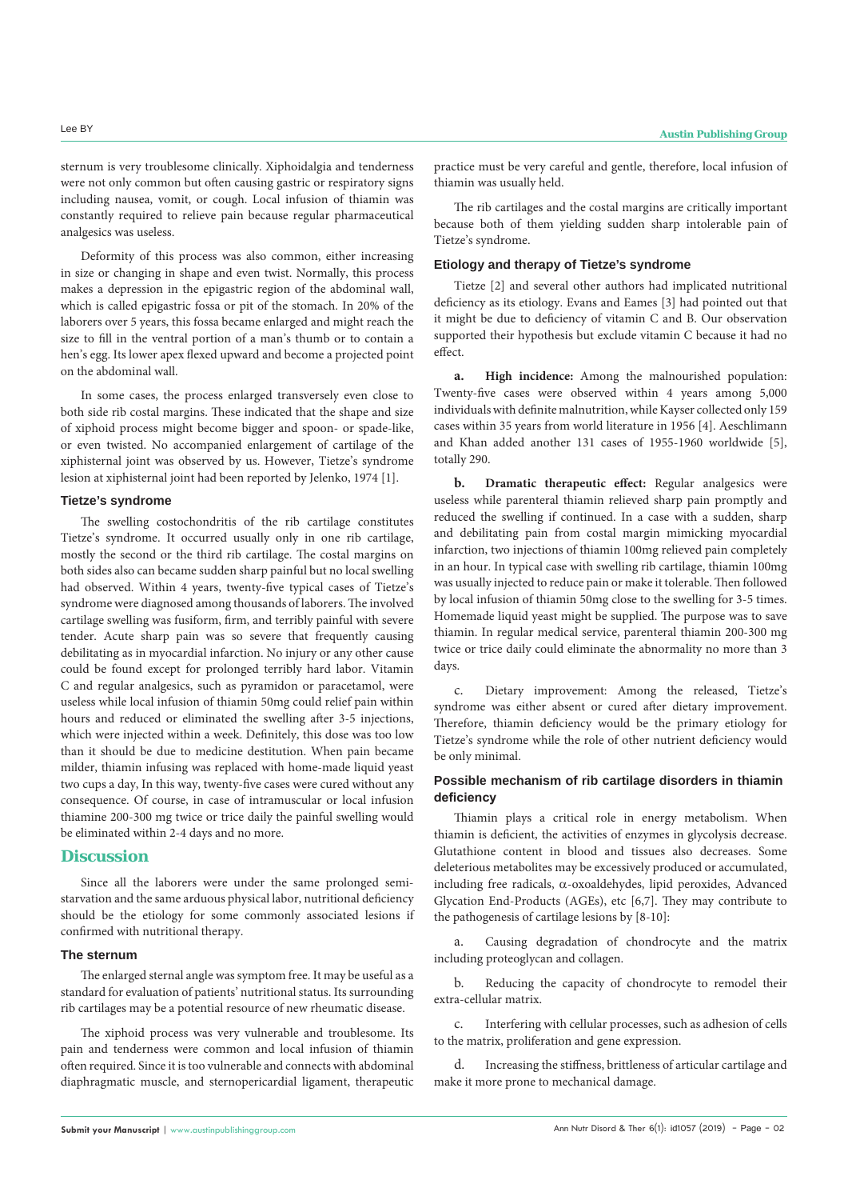sternum is very troublesome clinically. Xiphoidalgia and tenderness were not only common but often causing gastric or respiratory signs including nausea, vomit, or cough. Local infusion of thiamin was constantly required to relieve pain because regular pharmaceutical analgesics was useless.

Deformity of this process was also common, either increasing in size or changing in shape and even twist. Normally, this process makes a depression in the epigastric region of the abdominal wall, which is called epigastric fossa or pit of the stomach. In 20% of the laborers over 5 years, this fossa became enlarged and might reach the size to fill in the ventral portion of a man's thumb or to contain a hen's egg. Its lower apex flexed upward and become a projected point on the abdominal wall.

In some cases, the process enlarged transversely even close to both side rib costal margins. These indicated that the shape and size of xiphoid process might become bigger and spoon- or spade-like, or even twisted. No accompanied enlargement of cartilage of the xiphisternal joint was observed by us. However, Tietze's syndrome lesion at xiphisternal joint had been reported by Jelenko, 1974 [1].

### Tietze's syndrome

The swelling costochondritis of the rib cartilage constitutes Tietze's syndrome. It occurred usually only in one rib cartilage, mostly the second or the third rib cartilage. The costal margins on both sides also can became sudden sharp painful but no local swelling had observed. Within 4 years, twenty-five typical cases of Tietze's syndrome were diagnosed among thousands of laborers. The involved cartilage swelling was fusiform, firm, and terribly painful with severe tender. Acute sharp pain was so severe that frequently causing debilitating as in myocardial infarction. No injury or any other cause could be found except for prolonged terribly hard labor. Vitamin C and regular analgesics, such as pyramidon or paracetamol, were useless while local infusion of thiamin 50mg could relief pain within hours and reduced or eliminated the swelling after 3-5 injections, which were injected within a week. Definitely, this dose was too low than it should be due to medicine destitution. When pain became milder, thiamin infusing was replaced with home-made liquid yeast two cups a day, In this way, twenty-five cases were cured without any consequence. Of course, in case of intramuscular or local infusion thiamine 200-300 mg twice or trice daily the painful swelling would be eliminated within 2-4 days and no more.

## Discussion

Since all the laborers were under the same prolonged semi-starvation and the same arduous physical labor, nutritional deficiency should be the etiology for some commonly associated lesions if confirmed with nutritional therapy.

### The sternum

The enlarged sternal angle was symptom free. It may be useful as a standard for evaluation of patients' nutritional status. Its surrounding rib cartilages may be a potential resource of new rheumatic disease.

The xiphoid process was very vulnerable and troublesome. Its pain and tenderness were common and local infusion of thiamin often required. Since it is too vulnerable and connects with abdominal diaphragmatic muscle, and sternopericardial ligament, therapeutic practice must be very careful and gentle, therefore, local infusion of thiamin was usually held.

The rib cartilages and the costal margins are critically important because both of them yielding sudden sharp intolerable pain of Tietze's syndrome.

### Etiology and therapy of Tietze's syndrome

Tietze [2] and several other authors had implicated nutritional deficiency as its etiology. Evans and Eames [3] had pointed out that it might be due to deficiency of vitamin C and B. Our observation supported their hypothesis but exclude vitamin C because it had no effect.

**a. High incidence:** Among the malnourished population: Twenty-five cases were observed within 4 years among 5,000 individuals with definite malnutrition, while Kayser collected only 159 cases within 35 years from world literature in 1956 [4]. Aeschlimann and Khan added another 131 cases of 1955-1960 worldwide [5], totally 290.

**b. Dramatic therapeutic effect:** Regular analgesics were useless while parenteral thiamin relieved sharp pain promptly and reduced the swelling if continued. In a case with a sudden, sharp and debilitating pain from costal margin mimicking myocardial infarction, two injections of thiamin 100mg relieved pain completely in an hour. In typical case with swelling rib cartilage, thiamin 100mg was usually injected to reduce pain or make it tolerable. Then followed by local infusion of thiamin 50mg close to the swelling for 3-5 times. Homemade liquid yeast might be supplied. The purpose was to save thiamin. In regular medical service, parenteral thiamin 200-300 mg twice or trice daily could eliminate the abnormality no more than 3 days.

c. Dietary improvement: Among the released, Tietze's syndrome was either absent or cured after dietary improvement. Therefore, thiamin deficiency would be the primary etiology for Tietze's syndrome while the role of other nutrient deficiency would be only minimal.

### Possible mechanism of rib cartilage disorders in thiamin deficiency

Thiamin plays a critical role in energy metabolism. When thiamin is deficient, the activities of enzymes in glycolysis decrease. Glutathione content in blood and tissues also decreases. Some deleterious metabolites may be excessively produced or accumulated, including free radicals, α-oxoaldehydes, lipid peroxides, Advanced Glycation End-Products (AGEs), etc [6,7]. They may contribute to the pathogenesis of cartilage lesions by [8-10]:

a. Causing degradation of chondrocyte and the matrix including proteoglycan and collagen.

b. Reducing the capacity of chondrocyte to remodel their extra-cellular matrix.

c. Interfering with cellular processes, such as adhesion of cells to the matrix, proliferation and gene expression.

d. Increasing the stiffness, brittleness of articular cartilage and make it more prone to mechanical damage.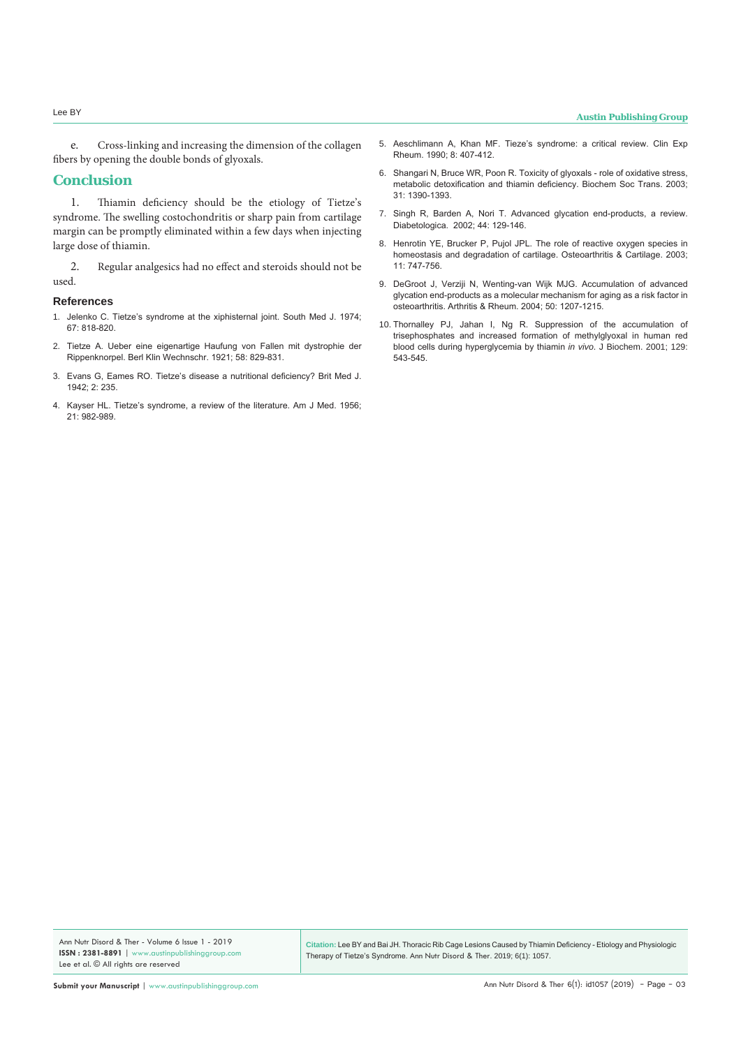e. Cross-linking and increasing the dimension of the collagen fibers by opening the double bonds of glyoxals.

## Conclusion

1. Thiamin deficiency should be the etiology of Tietze's syndrome. The swelling costochondritis or sharp pain from cartilage margin can be promptly eliminated within a few days when injecting large dose of thiamin.

2. Regular analgesics had no effect and steroids should not be used.

### References

1. Jelenko C. Tietze's syndrome at the xiphisternal joint. South Med J. 1974; 67: 818-820.
2. Tietze A. Ueber eine eigenartige Haufung von Fallen mit dystrophie der Rippenknorpel. Berl Klin Wechnschr. 1921; 58: 829-831.
3. Evans G, Eames RO. Tietze's disease a nutritional deficiency? Brit Med J. 1942; 2: 235.
4. Kayser HL. Tietze's syndrome, a review of the literature. Am J Med. 1956; 21: 982-989.
5. Aeschlimann A, Khan MF. Tieze's syndrome: a critical review. Clin Exp Rheum. 1990; 8: 407-412.
6. Shangari N, Bruce WR, Poon R. Toxicity of glyoxals - role of oxidative stress, metabolic detoxification and thiamin deficiency. Biochem Soc Trans. 2003; 31: 1390-1393.
7. Singh R, Barden A, Nori T. Advanced glycation end-products, a review. Diabetologica. 2002; 44: 129-146.
8. Henrotin YE, Brucker P, Pujol JPL. The role of reactive oxygen species in homeostasis and degradation of cartilage. Osteoarthritis & Cartilage. 2003; 11: 747-756.
9. DeGroot J, Verziji N, Wenting-van Wijk MJG. Accumulation of advanced glycation end-products as a molecular mechanism for aging as a risk factor in osteoarthritis. Arthritis & Rheum. 2004; 50: 1207-1215.
10. Thornalley PJ, Jahan I, Ng R. Suppression of the accumulation of trisephosphates and increased formation of methylglyoxal in human red blood cells during hyperglycemia by thiamin *in vivo*. J Biochem. 2001; 129: 543-545.

**Citation:** Lee BY and Bai JH. Thoracic Rib Cage Lesions Caused by Thiamin Deficiency - Etiology and Physiologic Therapy of Tietze's Syndrome. Ann Nutr Disord & Ther. 2019; 6(1): 1057.